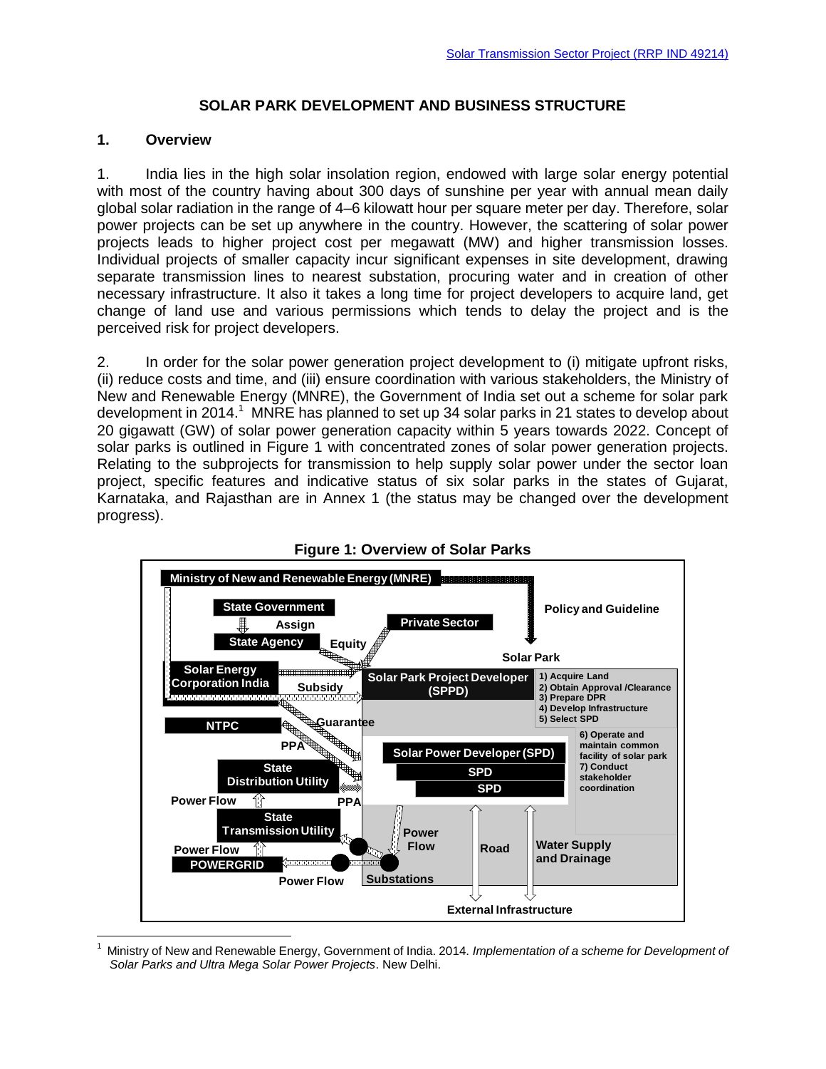# SOLAR PARK DEVELOPMENT AND BUSINESS STRUCTURE

## 1. Overview

1. India lies in the high solar insolation region, endowed with large solar energy potential with most of the country having about 300 days of sunshine per year with annual mean daily global solar radiation in the range of 4–6 kilowatt hour per square meter per day. Therefore, solar power projects can be set up anywhere in the country. However, the scattering of solar power projects leads to higher project cost per megawatt (MW) and higher transmission losses. Individual projects of smaller capacity incur significant expenses in site development, drawing separate transmission lines to nearest substation, procuring water and in creation of other necessary infrastructure. It also it takes a long time for project developers to acquire land, get change of land use and various permissions which tends to delay the project and is the perceived risk for project developers.

2. In order for the solar power generation project development to (i) mitigate upfront risks, (ii) reduce costs and time, and (iii) ensure coordination with various stakeholders, the Ministry of New and Renewable Energy (MNRE), the Government of India set out a scheme for solar park development in 2014.[1] MNRE has planned to set up 34 solar parks in 21 states to develop about 20 gigawatt (GW) of solar power generation capacity within 5 years towards 2022. Concept of solar parks is outlined in Figure 1 with concentrated zones of solar power generation projects. Relating to the subprojects for transmission to help supply solar power under the sector loan project, specific features and indicative status of six solar parks in the states of Gujarat, Karnataka, and Rajasthan are in Annex 1 (the status may be changed over the development progress).

**Figure 1: Overview of Solar Parks**

---

[1] Ministry of New and Renewable Energy, Government of India. 2014. *Implementation of a scheme for Development of Solar Parks and Ultra Mega Solar Power Projects*. New Delhi.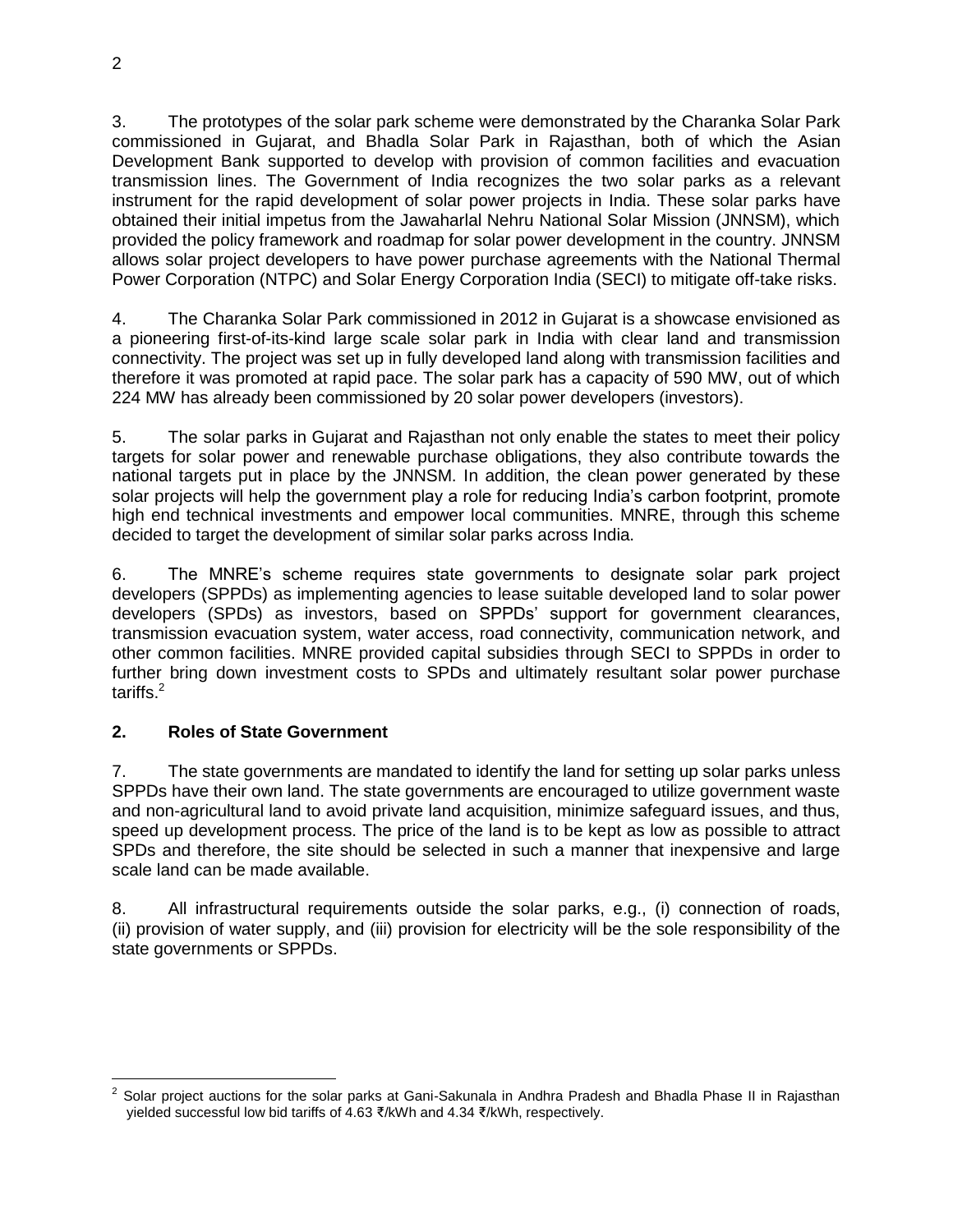3. The prototypes of the solar park scheme were demonstrated by the Charanka Solar Park commissioned in Gujarat, and Bhadla Solar Park in Rajasthan, both of which the Asian Development Bank supported to develop with provision of common facilities and evacuation transmission lines. The Government of India recognizes the two solar parks as a relevant instrument for the rapid development of solar power projects in India. These solar parks have obtained their initial impetus from the Jawaharlal Nehru National Solar Mission (JNNSM), which provided the policy framework and roadmap for solar power development in the country. JNNSM allows solar project developers to have power purchase agreements with the National Thermal Power Corporation (NTPC) and Solar Energy Corporation India (SECI) to mitigate off-take risks.

4. The Charanka Solar Park commissioned in 2012 in Gujarat is a showcase envisioned as a pioneering first-of-its-kind large scale solar park in India with clear land and transmission connectivity. The project was set up in fully developed land along with transmission facilities and therefore it was promoted at rapid pace. The solar park has a capacity of 590 MW, out of which 224 MW has already been commissioned by 20 solar power developers (investors).

5. The solar parks in Gujarat and Rajasthan not only enable the states to meet their policy targets for solar power and renewable purchase obligations, they also contribute towards the national targets put in place by the JNNSM. In addition, the clean power generated by these solar projects will help the government play a role for reducing India's carbon footprint, promote high end technical investments and empower local communities. MNRE, through this scheme decided to target the development of similar solar parks across India.

6. The MNRE's scheme requires state governments to designate solar park project developers (SPPDs) as implementing agencies to lease suitable developed land to solar power developers (SPDs) as investors, based on SPPDs' support for government clearances, transmission evacuation system, water access, road connectivity, communication network, and other common facilities. MNRE provided capital subsidies through SECI to SPPDs in order to further bring down investment costs to SPDs and ultimately resultant solar power purchase tariffs.[2]

## 2. Roles of State Government

7. The state governments are mandated to identify the land for setting up solar parks unless SPPDs have their own land. The state governments are encouraged to utilize government waste and non-agricultural land to avoid private land acquisition, minimize safeguard issues, and thus, speed up development process. The price of the land is to be kept as low as possible to attract SPDs and therefore, the site should be selected in such a manner that inexpensive and large scale land can be made available.

8. All infrastructural requirements outside the solar parks, e.g., (i) connection of roads, (ii) provision of water supply, and (iii) provision for electricity will be the sole responsibility of the state governments or SPPDs.

[2] Solar project auctions for the solar parks at Gani-Sakunala in Andhra Pradesh and Bhadla Phase II in Rajasthan yielded successful low bid tariffs of 4.63 ₹/kWh and 4.34 ₹/kWh, respectively.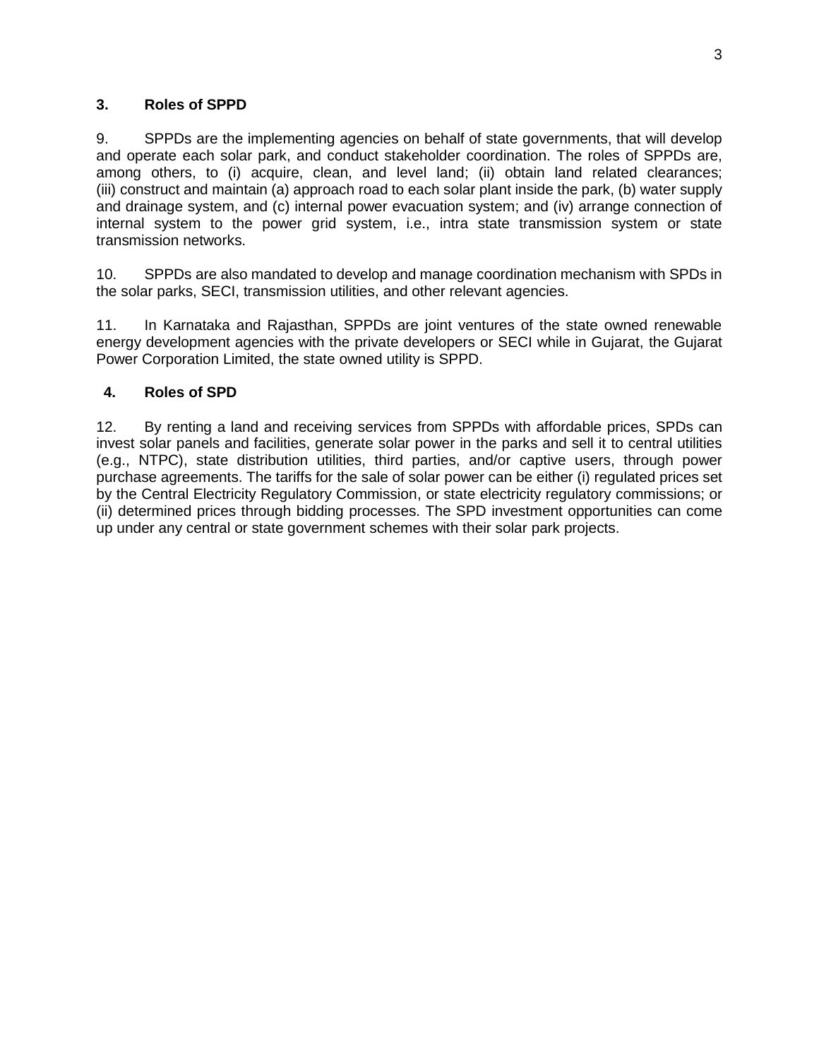## 3. Roles of SPPD

9. SPPDs are the implementing agencies on behalf of state governments, that will develop and operate each solar park, and conduct stakeholder coordination. The roles of SPPDs are, among others, to (i) acquire, clean, and level land; (ii) obtain land related clearances; (iii) construct and maintain (a) approach road to each solar plant inside the park, (b) water supply and drainage system, and (c) internal power evacuation system; and (iv) arrange connection of internal system to the power grid system, i.e., intra state transmission system or state transmission networks.

10. SPPDs are also mandated to develop and manage coordination mechanism with SPDs in the solar parks, SECI, transmission utilities, and other relevant agencies.

11. In Karnataka and Rajasthan, SPPDs are joint ventures of the state owned renewable energy development agencies with the private developers or SECI while in Gujarat, the Gujarat Power Corporation Limited, the state owned utility is SPPD.

## 4. Roles of SPD

12. By renting a land and receiving services from SPPDs with affordable prices, SPDs can invest solar panels and facilities, generate solar power in the parks and sell it to central utilities (e.g., NTPC), state distribution utilities, third parties, and/or captive users, through power purchase agreements. The tariffs for the sale of solar power can be either (i) regulated prices set by the Central Electricity Regulatory Commission, or state electricity regulatory commissions; or (ii) determined prices through bidding processes. The SPD investment opportunities can come up under any central or state government schemes with their solar park projects.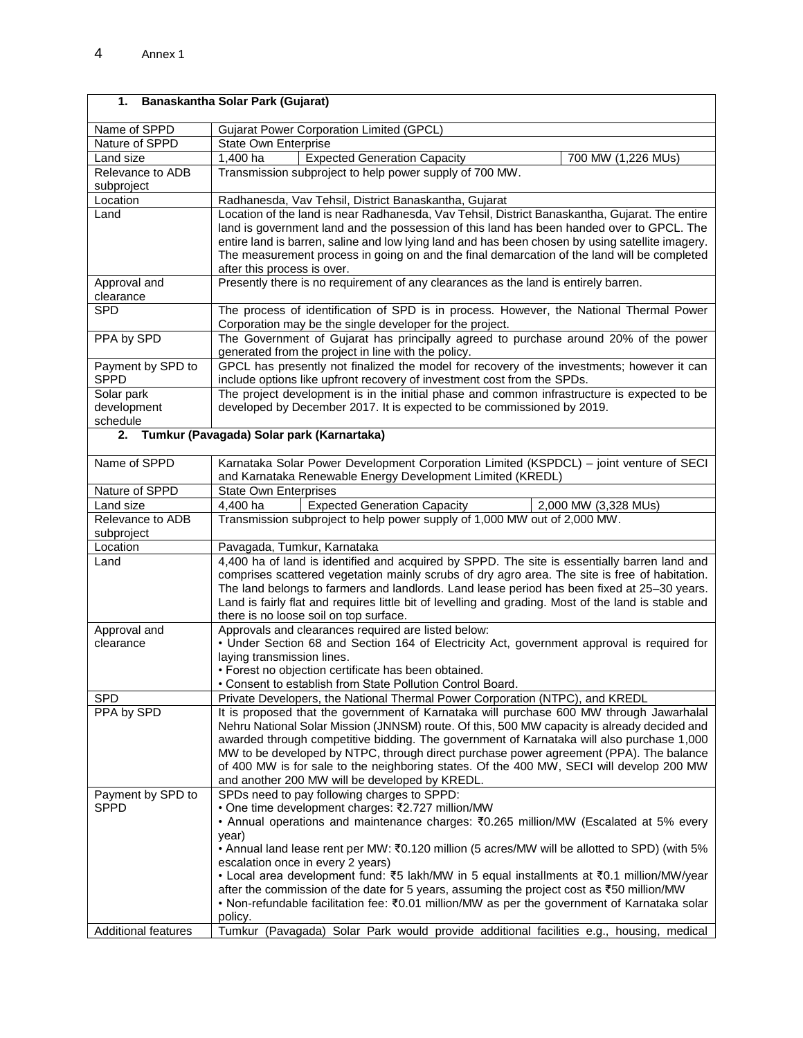Annex 1

| **1. Banaskantha Solar Park (Gujarat)** | | | |
|---|---|---|---|
| Name of SPPD | Gujarat Power Corporation Limited (GPCL) | | |
| Nature of SPPD | State Own Enterprise | | |
| Land size | 1,400 ha | Expected Generation Capacity | 700 MW (1,226 MUs) |
| Relevance to ADB subproject | Transmission subproject to help power supply of 700 MW. | | |
| Location | Radhanesda, Vav Tehsil, District Banaskantha, Gujarat | | |
| Land | Location of the land is near Radhanesda, Vav Tehsil, District Banaskantha, Gujarat. The entire land is government land and the possession of this land has been handed over to GPCL. The entire land is barren, saline and low lying land and has been chosen by using satellite imagery. The measurement process in going on and the final demarcation of the land will be completed after this process is over. | | |
| Approval and clearance | Presently there is no requirement of any clearances as the land is entirely barren. | | |
| SPD | The process of identification of SPD is in process. However, the National Thermal Power Corporation may be the single developer for the project. | | |
| PPA by SPD | The Government of Gujarat has principally agreed to purchase around 20% of the power generated from the project in line with the policy. | | |
| Payment by SPD to SPPD | GPCL has presently not finalized the model for recovery of the investments; however it can include options like upfront recovery of investment cost from the SPDs. | | |
| Solar park development schedule | The project development is in the initial phase and common infrastructure is expected to be developed by December 2017. It is expected to be commissioned by 2019. | | |

| **2. Tumkur (Pavagada) Solar park (Karnartaka)** | | | |
|---|---|---|---|
| Name of SPPD | Karnataka Solar Power Development Corporation Limited (KSPDCL) – joint venture of SECI and Karnataka Renewable Energy Development Limited (KREDL) | | |
| Nature of SPPD | State Own Enterprises | | |
| Land size | 4,400 ha | Expected Generation Capacity | 2,000 MW (3,328 MUs) |
| Relevance to ADB subproject | Transmission subproject to help power supply of 1,000 MW out of 2,000 MW. | | |
| Location | Pavagada, Tumkur, Karnataka | | |
| Land | 4,400 ha of land is identified and acquired by SPPD. The site is essentially barren land and comprises scattered vegetation mainly scrubs of dry agro area. The site is free of habitation. The land belongs to farmers and landlords. Land lease period has been fixed at 25–30 years. Land is fairly flat and requires little bit of levelling and grading. Most of the land is stable and there is no loose soil on top surface. | | |
| Approval and clearance | Approvals and clearances required are listed below:<br>• Under Section 68 and Section 164 of Electricity Act, government approval is required for laying transmission lines.<br>• Forest no objection certificate has been obtained.<br>• Consent to establish from State Pollution Control Board. | | |
| SPD | Private Developers, the National Thermal Power Corporation (NTPC), and KREDL | | |
| PPA by SPD | It is proposed that the government of Karnataka will purchase 600 MW through Jawarhalal Nehru National Solar Mission (JNNSM) route. Of this, 500 MW capacity is already decided and awarded through competitive bidding. The government of Karnataka will also purchase 1,000 MW to be developed by NTPC, through direct purchase power agreement (PPA). The balance of 400 MW is for sale to the neighboring states. Of the 400 MW, SECI will develop 200 MW and another 200 MW will be developed by KREDL. | | |
| Payment by SPD to SPPD | SPDs need to pay following charges to SPPD:<br>• One time development charges: ₹2.727 million/MW<br>• Annual operations and maintenance charges: ₹0.265 million/MW (Escalated at 5% every year)<br>• Annual land lease rent per MW: ₹0.120 million (5 acres/MW will be allotted to SPD) (with 5% escalation once in every 2 years)<br>• Local area development fund: ₹5 lakh/MW in 5 equal installments at ₹0.1 million/MW/year after the commission of the date for 5 years, assuming the project cost as ₹50 million/MW<br>• Non-refundable facilitation fee: ₹0.01 million/MW as per the government of Karnataka solar policy. | | |
| Additional features | Tumkur (Pavagada) Solar Park would provide additional facilities e.g., housing, medical | | |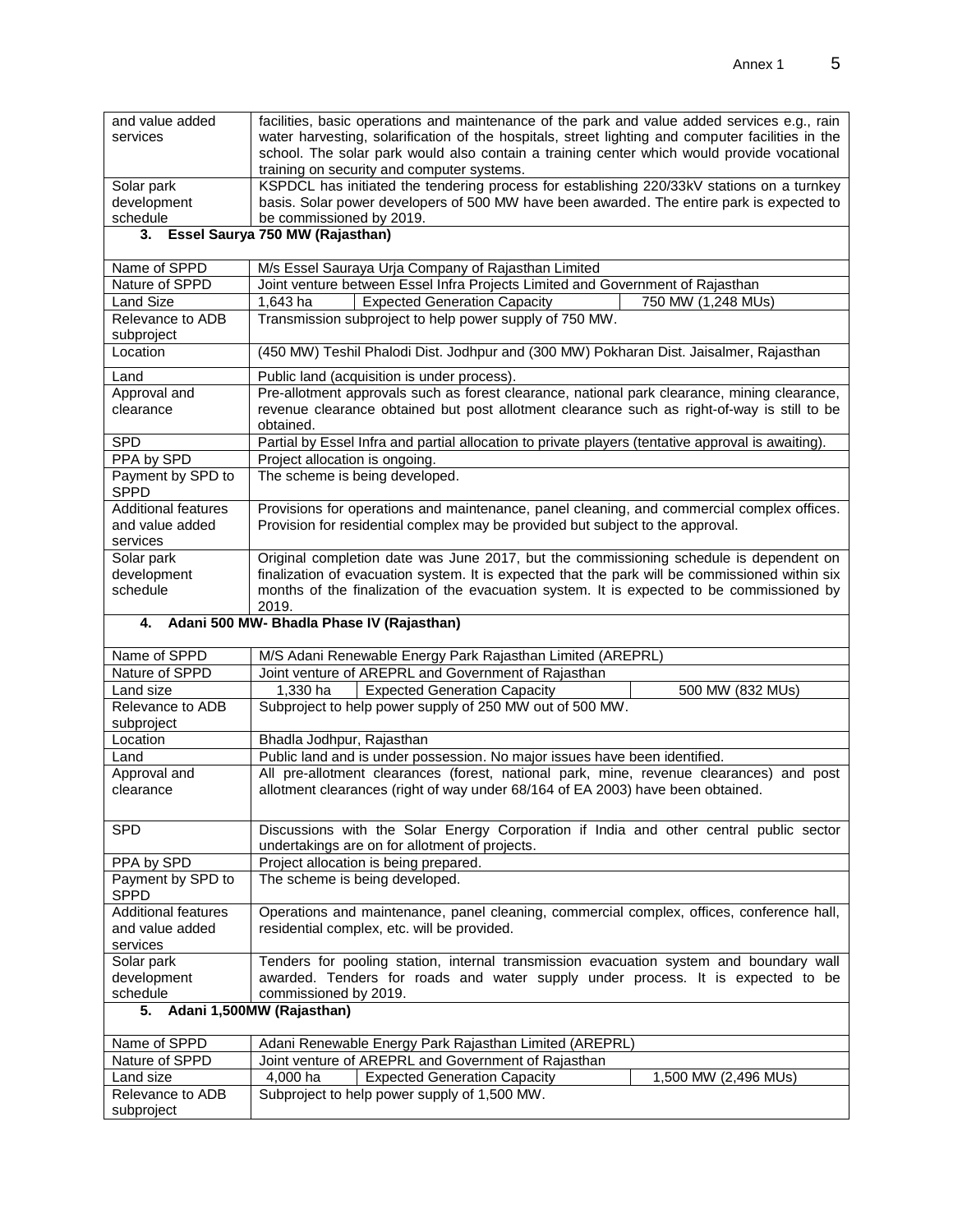| and value added services | facilities, basic operations and maintenance of the park and value added services e.g., rain water harvesting, solarification of the hospitals, street lighting and computer facilities in the school. The solar park would also contain a training center which would provide vocational training on security and computer systems. | | |
|---|---|---|---|
| Solar park development schedule | KSPDCL has initiated the tendering process for establishing 220/33kV stations on a turnkey basis. Solar power developers of 500 MW have been awarded. The entire park is expected to be commissioned by 2019. | | |

**3. Essel Saurya 750 MW (Rajasthan)**

| Name of SPPD | M/s Essel Sauraya Urja Company of Rajasthan Limited | | |
|---|---|---|---|
| Nature of SPPD | Joint venture between Essel Infra Projects Limited and Government of Rajasthan | | |
| Land Size | 1,643 ha | Expected Generation Capacity | 750 MW (1,248 MUs) |
| Relevance to ADB subproject | Transmission subproject to help power supply of 750 MW. | | |
| Location | (450 MW) Teshil Phalodi Dist. Jodhpur and (300 MW) Pokharan Dist. Jaisalmer, Rajasthan | | |
| Land | Public land (acquisition is under process). | | |
| Approval and clearance | Pre-allotment approvals such as forest clearance, national park clearance, mining clearance, revenue clearance obtained but post allotment clearance such as right-of-way is still to be obtained. | | |
| SPD | Partial by Essel Infra and partial allocation to private players (tentative approval is awaiting). | | |
| PPA by SPD | Project allocation is ongoing. | | |
| Payment by SPD to SPPD | The scheme is being developed. | | |
| Additional features and value added services | Provisions for operations and maintenance, panel cleaning, and commercial complex offices. Provision for residential complex may be provided but subject to the approval. | | |
| Solar park development schedule | Original completion date was June 2017, but the commissioning schedule is dependent on finalization of evacuation system. It is expected that the park will be commissioned within six months of the finalization of the evacuation system. It is expected to be commissioned by 2019. | | |

**4. Adani 500 MW- Bhadla Phase IV (Rajasthan)**

| Name of SPPD | M/S Adani Renewable Energy Park Rajasthan Limited (AREPRL) | | |
|---|---|---|---|
| Nature of SPPD | Joint venture of AREPRL and Government of Rajasthan | | |
| Land size | 1,330 ha | Expected Generation Capacity | 500 MW (832 MUs) |
| Relevance to ADB subproject | Subproject to help power supply of 250 MW out of 500 MW. | | |
| Location | Bhadla Jodhpur, Rajasthan | | |
| Land | Public land and is under possession. No major issues have been identified. | | |
| Approval and clearance | All pre-allotment clearances (forest, national park, mine, revenue clearances) and post allotment clearances (right of way under 68/164 of EA 2003) have been obtained. | | |
| SPD | Discussions with the Solar Energy Corporation if India and other central public sector undertakings are on for allotment of projects. | | |
| PPA by SPD | Project allocation is being prepared. | | |
| Payment by SPD to SPPD | The scheme is being developed. | | |
| Additional features and value added services | Operations and maintenance, panel cleaning, commercial complex, offices, conference hall, residential complex, etc. will be provided. | | |
| Solar park development schedule | Tenders for pooling station, internal transmission evacuation system and boundary wall awarded. Tenders for roads and water supply under process. It is expected to be commissioned by 2019. | | |

**5. Adani 1,500MW (Rajasthan)**

| Name of SPPD | Adani Renewable Energy Park Rajasthan Limited (AREPRL) | | |
|---|---|---|---|
| Nature of SPPD | Joint venture of AREPRL and Government of Rajasthan | | |
| Land size | 4,000 ha | Expected Generation Capacity | 1,500 MW (2,496 MUs) |
| Relevance to ADB subproject | Subproject to help power supply of 1,500 MW. | | |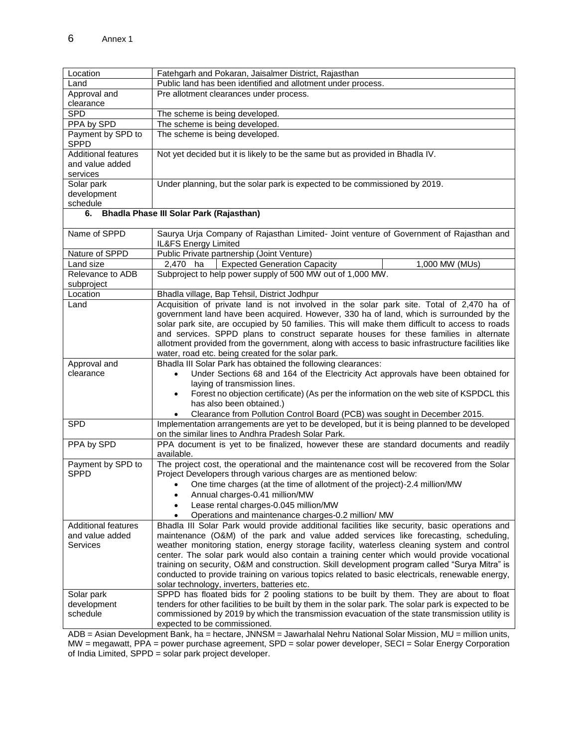| | |
|---|---|
| Location | Fatehgarh and Pokaran, Jaisalmer District, Rajasthan |
| Land | Public land has been identified and allotment under process. |
| Approval and clearance | Pre allotment clearances under process. |
| SPD | The scheme is being developed. |
| PPA by SPD | The scheme is being developed. |
| Payment by SPD to SPPD | The scheme is being developed. |
| Additional features and value added services | Not yet decided but it is likely to be the same but as provided in Bhadla IV. |
| Solar park development schedule | Under planning, but the solar park is expected to be commissioned by 2019. |

**6. Bhadla Phase III Solar Park (Rajasthan)**

| | | | |
|---|---|---|---|
| Name of SPPD | Saurya Urja Company of Rajasthan Limited- Joint venture of Government of Rajasthan and IL&FS Energy Limited | | |
| Nature of SPPD | Public Private partnership (Joint Venture) | | |
| Land size | 2,470 ha | Expected Generation Capacity | 1,000 MW (MUs) |
| Relevance to ADB subproject | Subproject to help power supply of 500 MW out of 1,000 MW. | | |
| Location | Bhadla village, Bap Tehsil, District Jodhpur | | |
| Land | Acquisition of private land is not involved in the solar park site. Total of 2,470 ha of government land have been acquired. However, 330 ha of land, which is surrounded by the solar park site, are occupied by 50 families. This will make them difficult to access to roads and services. SPPD plans to construct separate houses for these families in alternate allotment provided from the government, along with access to basic infrastructure facilities like water, road etc. being created for the solar park. | | |
| Approval and clearance | Bhadla III Solar Park has obtained the following clearances:<br>• Under Sections 68 and 164 of the Electricity Act approvals have been obtained for laying of transmission lines.<br>• Forest no objection certificate) (As per the information on the web site of KSPDCL this has also been obtained.)<br>• Clearance from Pollution Control Board (PCB) was sought in December 2015. | | |
| SPD | Implementation arrangements are yet to be developed, but it is being planned to be developed on the similar lines to Andhra Pradesh Solar Park. | | |
| PPA by SPD | PPA document is yet to be finalized, however these are standard documents and readily available. | | |
| Payment by SPD to SPPD | The project cost, the operational and the maintenance cost will be recovered from the Solar Project Developers through various charges are as mentioned below:<br>• One time charges (at the time of allotment of the project)-2.4 million/MW<br>• Annual charges-0.41 million/MW<br>• Lease rental charges-0.045 million/MW<br>• Operations and maintenance charges-0.2 million/ MW | | |
| Additional features and value added Services | Bhadla III Solar Park would provide additional facilities like security, basic operations and maintenance (O&M) of the park and value added services like forecasting, scheduling, weather monitoring station, energy storage facility, waterless cleaning system and control center. The solar park would also contain a training center which would provide vocational training on security, O&M and construction. Skill development program called "Surya Mitra" is conducted to provide training on various topics related to basic electricals, renewable energy, solar technology, inverters, batteries etc. | | |
| Solar park development schedule | SPPD has floated bids for 2 pooling stations to be built by them. They are about to float tenders for other facilities to be built by them in the solar park. The solar park is expected to be commissioned by 2019 by which the transmission evacuation of the state transmission utility is expected to be commissioned. | | |

ADB = Asian Development Bank, ha = hectare, JNNSM = Jawarhalal Nehru National Solar Mission, MU = million units, MW = megawatt, PPA = power purchase agreement, SPD = solar power developer, SECI = Solar Energy Corporation of India Limited, SPPD = solar park project developer.